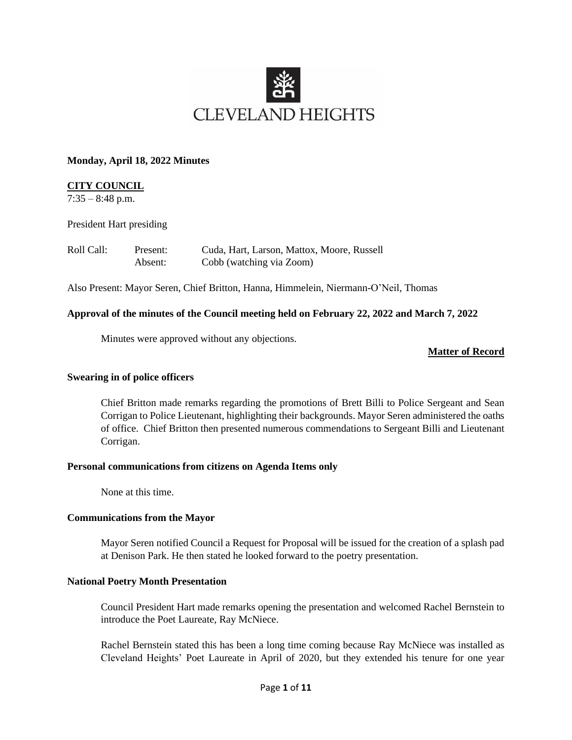# CLEVELAND HEIGHTS

**Monday, April 18, 2022 Minutes**

## CITY COUNCIL

7:35 – 8:48 p.m.

President Hart presiding

Roll Call: Present: Cuda, Hart, Larson, Mattox, Moore, Russell
Absent: Cobb (watching via Zoom)

Also Present: Mayor Seren, Chief Britton, Hanna, Himmelein, Niermann-O'Neil, Thomas

**Approval of the minutes of the Council meeting held on February 22, 2022 and March 7, 2022**

Minutes were approved without any objections.

**Matter of Record**

**Swearing in of police officers**

Chief Britton made remarks regarding the promotions of Brett Billi to Police Sergeant and Sean Corrigan to Police Lieutenant, highlighting their backgrounds. Mayor Seren administered the oaths of office. Chief Britton then presented numerous commendations to Sergeant Billi and Lieutenant Corrigan.

**Personal communications from citizens on Agenda Items only**

None at this time.

**Communications from the Mayor**

Mayor Seren notified Council a Request for Proposal will be issued for the creation of a splash pad at Denison Park. He then stated he looked forward to the poetry presentation.

**National Poetry Month Presentation**

Council President Hart made remarks opening the presentation and welcomed Rachel Bernstein to introduce the Poet Laureate, Ray McNiece.

Rachel Bernstein stated this has been a long time coming because Ray McNiece was installed as Cleveland Heights' Poet Laureate in April of 2020, but they extended his tenure for one year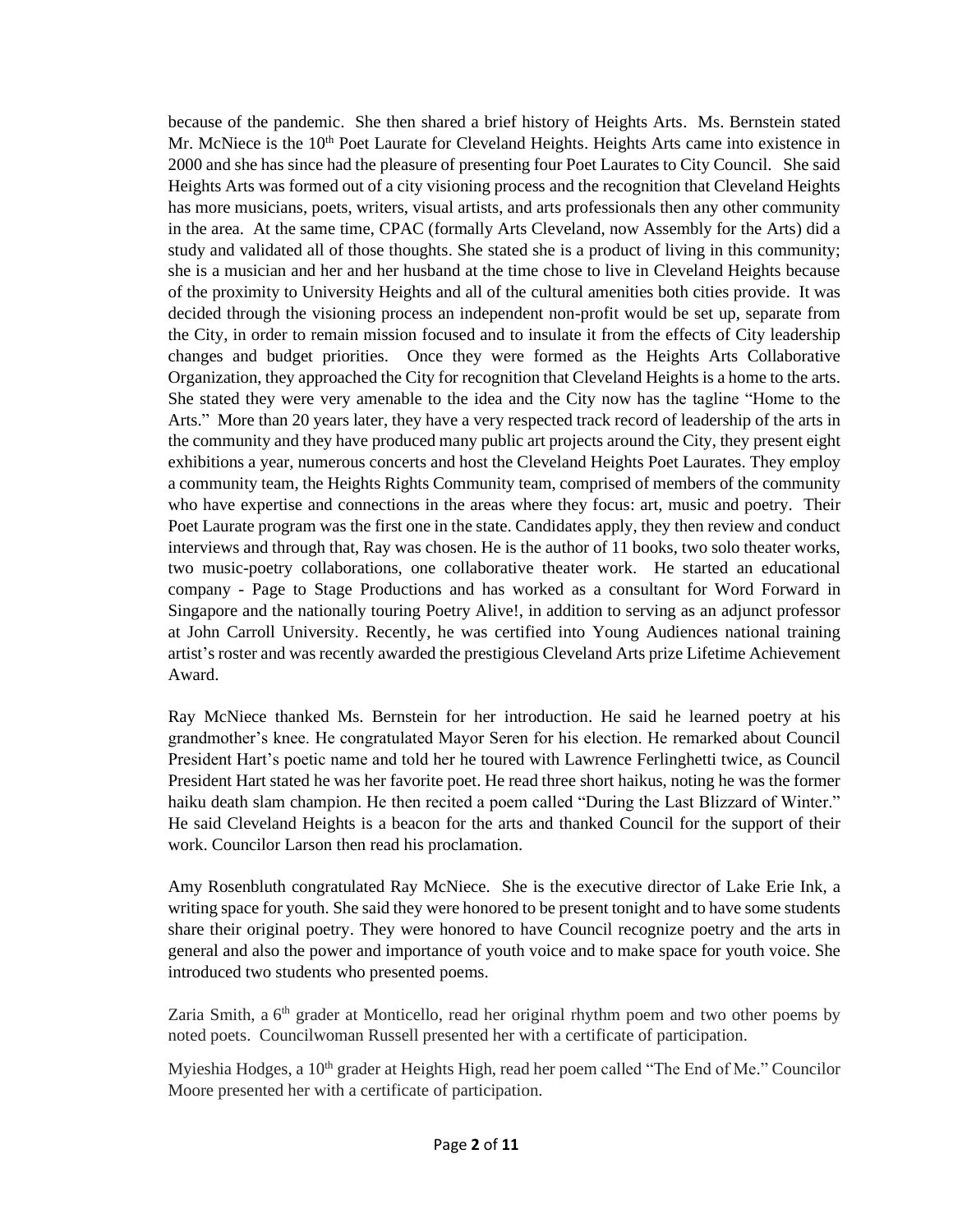because of the pandemic. She then shared a brief history of Heights Arts. Ms. Bernstein stated Mr. McNiece is the 10th Poet Laurate for Cleveland Heights. Heights Arts came into existence in 2000 and she has since had the pleasure of presenting four Poet Laurates to City Council. She said Heights Arts was formed out of a city visioning process and the recognition that Cleveland Heights has more musicians, poets, writers, visual artists, and arts professionals then any other community in the area. At the same time, CPAC (formally Arts Cleveland, now Assembly for the Arts) did a study and validated all of those thoughts. She stated she is a product of living in this community; she is a musician and her and her husband at the time chose to live in Cleveland Heights because of the proximity to University Heights and all of the cultural amenities both cities provide. It was decided through the visioning process an independent non-profit would be set up, separate from the City, in order to remain mission focused and to insulate it from the effects of City leadership changes and budget priorities. Once they were formed as the Heights Arts Collaborative Organization, they approached the City for recognition that Cleveland Heights is a home to the arts. She stated they were very amenable to the idea and the City now has the tagline "Home to the Arts." More than 20 years later, they have a very respected track record of leadership of the arts in the community and they have produced many public art projects around the City, they present eight exhibitions a year, numerous concerts and host the Cleveland Heights Poet Laurates. They employ a community team, the Heights Rights Community team, comprised of members of the community who have expertise and connections in the areas where they focus: art, music and poetry. Their Poet Laurate program was the first one in the state. Candidates apply, they then review and conduct interviews and through that, Ray was chosen. He is the author of 11 books, two solo theater works, two music-poetry collaborations, one collaborative theater work. He started an educational company - Page to Stage Productions and has worked as a consultant for Word Forward in Singapore and the nationally touring Poetry Alive!, in addition to serving as an adjunct professor at John Carroll University. Recently, he was certified into Young Audiences national training artist's roster and was recently awarded the prestigious Cleveland Arts prize Lifetime Achievement Award.

Ray McNiece thanked Ms. Bernstein for her introduction. He said he learned poetry at his grandmother's knee. He congratulated Mayor Seren for his election. He remarked about Council President Hart's poetic name and told her he toured with Lawrence Ferlinghetti twice, as Council President Hart stated he was her favorite poet. He read three short haikus, noting he was the former haiku death slam champion. He then recited a poem called "During the Last Blizzard of Winter." He said Cleveland Heights is a beacon for the arts and thanked Council for the support of their work. Councilor Larson then read his proclamation.

Amy Rosenbluth congratulated Ray McNiece. She is the executive director of Lake Erie Ink, a writing space for youth. She said they were honored to be present tonight and to have some students share their original poetry. They were honored to have Council recognize poetry and the arts in general and also the power and importance of youth voice and to make space for youth voice. She introduced two students who presented poems.

Zaria Smith, a 6th grader at Monticello, read her original rhythm poem and two other poems by noted poets. Councilwoman Russell presented her with a certificate of participation.

Myieshia Hodges, a 10th grader at Heights High, read her poem called "The End of Me." Councilor Moore presented her with a certificate of participation.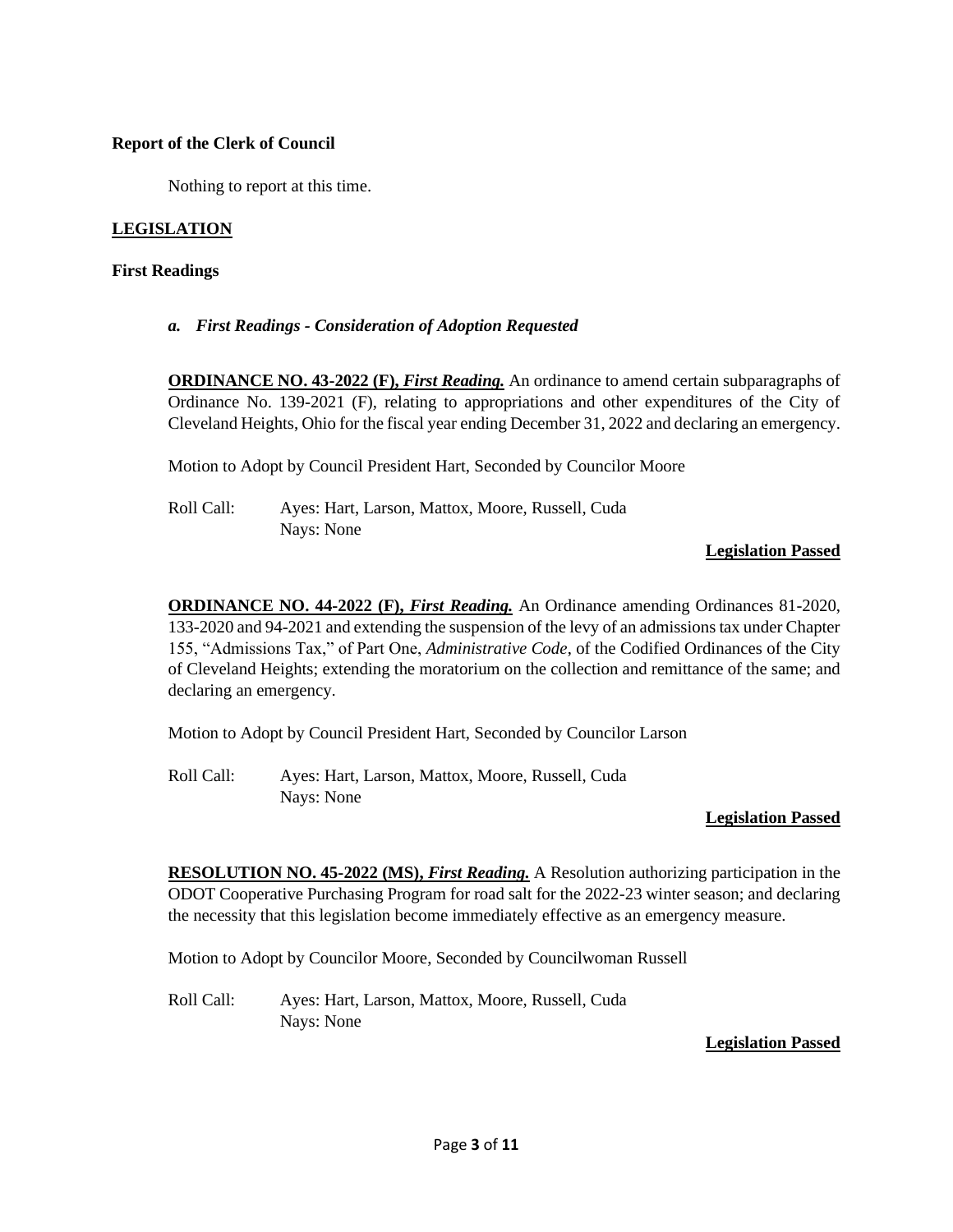**Report of the Clerk of Council**

Nothing to report at this time.

**LEGISLATION**

**First Readings**

***a. First Readings - Consideration of Adoption Requested***

**ORDINANCE NO. 43-2022 (F),** ***First Reading.*** An ordinance to amend certain subparagraphs of Ordinance No. 139-2021 (F), relating to appropriations and other expenditures of the City of Cleveland Heights, Ohio for the fiscal year ending December 31, 2022 and declaring an emergency.

Motion to Adopt by Council President Hart, Seconded by Councilor Moore

Roll Call: Ayes: Hart, Larson, Mattox, Moore, Russell, Cuda
Nays: None

**Legislation Passed**

**ORDINANCE NO. 44-2022 (F),** ***First Reading.*** An Ordinance amending Ordinances 81-2020, 133-2020 and 94-2021 and extending the suspension of the levy of an admissions tax under Chapter 155, "Admissions Tax," of Part One, *Administrative Code*, of the Codified Ordinances of the City of Cleveland Heights; extending the moratorium on the collection and remittance of the same; and declaring an emergency.

Motion to Adopt by Council President Hart, Seconded by Councilor Larson

Roll Call: Ayes: Hart, Larson, Mattox, Moore, Russell, Cuda
Nays: None

**Legislation Passed**

**RESOLUTION NO. 45-2022 (MS),** ***First Reading.*** A Resolution authorizing participation in the ODOT Cooperative Purchasing Program for road salt for the 2022-23 winter season; and declaring the necessity that this legislation become immediately effective as an emergency measure.

Motion to Adopt by Councilor Moore, Seconded by Councilwoman Russell

Roll Call: Ayes: Hart, Larson, Mattox, Moore, Russell, Cuda
Nays: None

**Legislation Passed**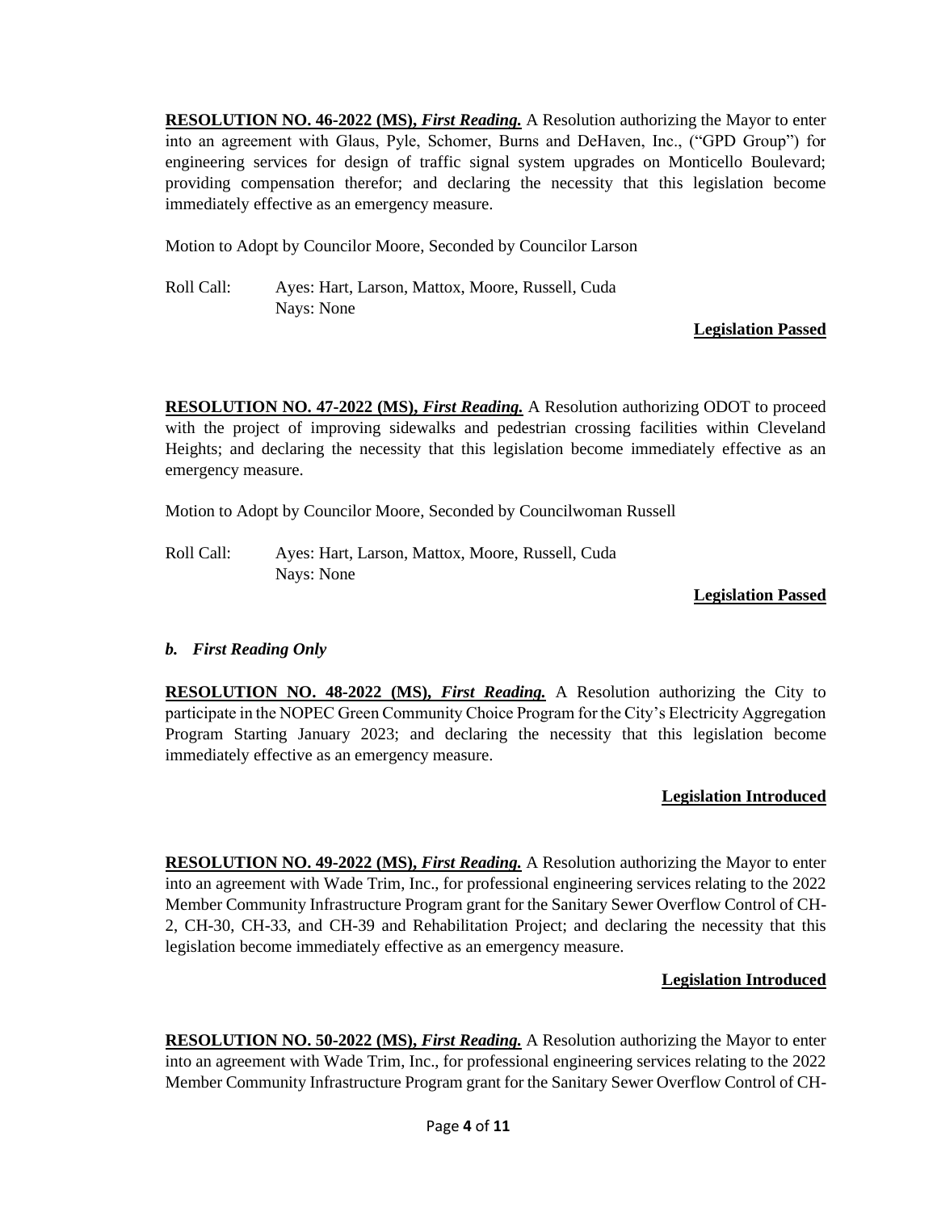**RESOLUTION NO. 46-2022 (MS), *First Reading.*** A Resolution authorizing the Mayor to enter into an agreement with Glaus, Pyle, Schomer, Burns and DeHaven, Inc., ("GPD Group") for engineering services for design of traffic signal system upgrades on Monticello Boulevard; providing compensation therefor; and declaring the necessity that this legislation become immediately effective as an emergency measure.

Motion to Adopt by Councilor Moore, Seconded by Councilor Larson

Roll Call: Ayes: Hart, Larson, Mattox, Moore, Russell, Cuda
Nays: None

**Legislation Passed**

**RESOLUTION NO. 47-2022 (MS), *First Reading.*** A Resolution authorizing ODOT to proceed with the project of improving sidewalks and pedestrian crossing facilities within Cleveland Heights; and declaring the necessity that this legislation become immediately effective as an emergency measure.

Motion to Adopt by Councilor Moore, Seconded by Councilwoman Russell

Roll Call: Ayes: Hart, Larson, Mattox, Moore, Russell, Cuda
Nays: None

**Legislation Passed**

***b. First Reading Only***

**RESOLUTION NO. 48-2022 (MS), *First Reading.*** A Resolution authorizing the City to participate in the NOPEC Green Community Choice Program for the City's Electricity Aggregation Program Starting January 2023; and declaring the necessity that this legislation become immediately effective as an emergency measure.

**Legislation Introduced**

**RESOLUTION NO. 49-2022 (MS), *First Reading.*** A Resolution authorizing the Mayor to enter into an agreement with Wade Trim, Inc., for professional engineering services relating to the 2022 Member Community Infrastructure Program grant for the Sanitary Sewer Overflow Control of CH-2, CH-30, CH-33, and CH-39 and Rehabilitation Project; and declaring the necessity that this legislation become immediately effective as an emergency measure.

**Legislation Introduced**

**RESOLUTION NO. 50-2022 (MS), *First Reading.*** A Resolution authorizing the Mayor to enter into an agreement with Wade Trim, Inc., for professional engineering services relating to the 2022 Member Community Infrastructure Program grant for the Sanitary Sewer Overflow Control of CH-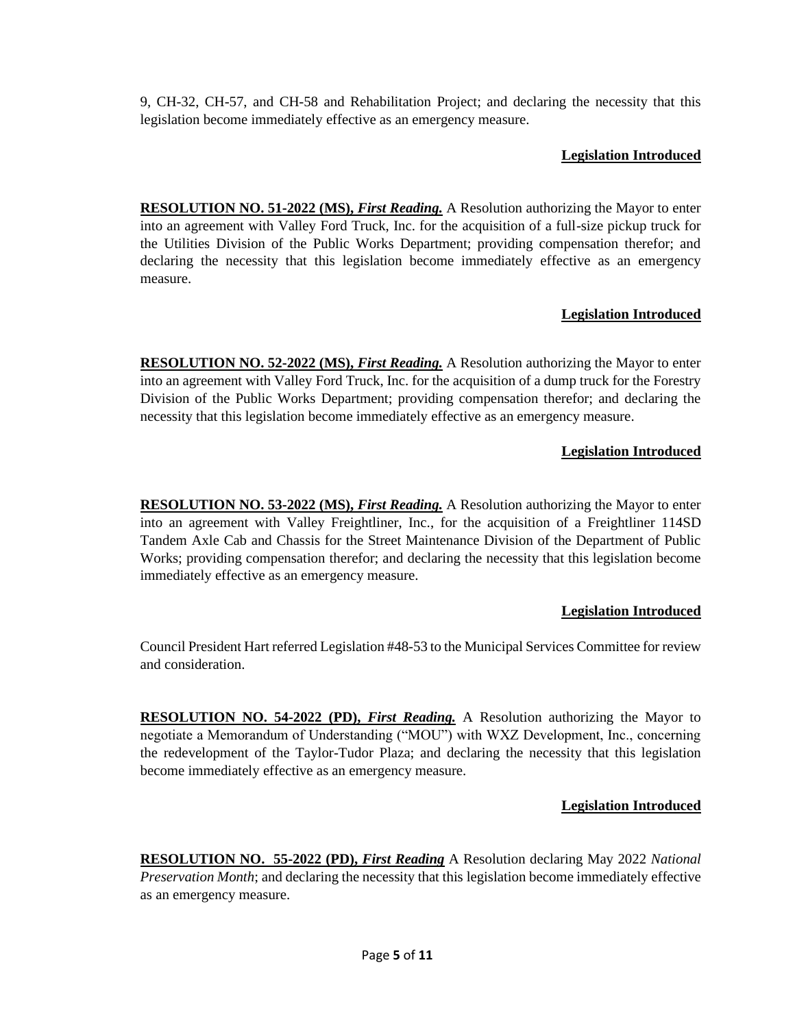9, CH-32, CH-57, and CH-58 and Rehabilitation Project; and declaring the necessity that this legislation become immediately effective as an emergency measure.

**Legislation Introduced**

**RESOLUTION NO. 51-2022 (MS), *First Reading.*** A Resolution authorizing the Mayor to enter into an agreement with Valley Ford Truck, Inc. for the acquisition of a full-size pickup truck for the Utilities Division of the Public Works Department; providing compensation therefor; and declaring the necessity that this legislation become immediately effective as an emergency measure.

**Legislation Introduced**

**RESOLUTION NO. 52-2022 (MS), *First Reading.*** A Resolution authorizing the Mayor to enter into an agreement with Valley Ford Truck, Inc. for the acquisition of a dump truck for the Forestry Division of the Public Works Department; providing compensation therefor; and declaring the necessity that this legislation become immediately effective as an emergency measure.

**Legislation Introduced**

**RESOLUTION NO. 53-2022 (MS), *First Reading.*** A Resolution authorizing the Mayor to enter into an agreement with Valley Freightliner, Inc., for the acquisition of a Freightliner 114SD Tandem Axle Cab and Chassis for the Street Maintenance Division of the Department of Public Works; providing compensation therefor; and declaring the necessity that this legislation become immediately effective as an emergency measure.

**Legislation Introduced**

Council President Hart referred Legislation #48-53 to the Municipal Services Committee for review and consideration.

**RESOLUTION NO. 54-2022 (PD), *First Reading.*** A Resolution authorizing the Mayor to negotiate a Memorandum of Understanding ("MOU") with WXZ Development, Inc., concerning the redevelopment of the Taylor-Tudor Plaza; and declaring the necessity that this legislation become immediately effective as an emergency measure.

**Legislation Introduced**

**RESOLUTION NO. 55-2022 (PD), *First Reading*** A Resolution declaring May 2022 *National Preservation Month*; and declaring the necessity that this legislation become immediately effective as an emergency measure.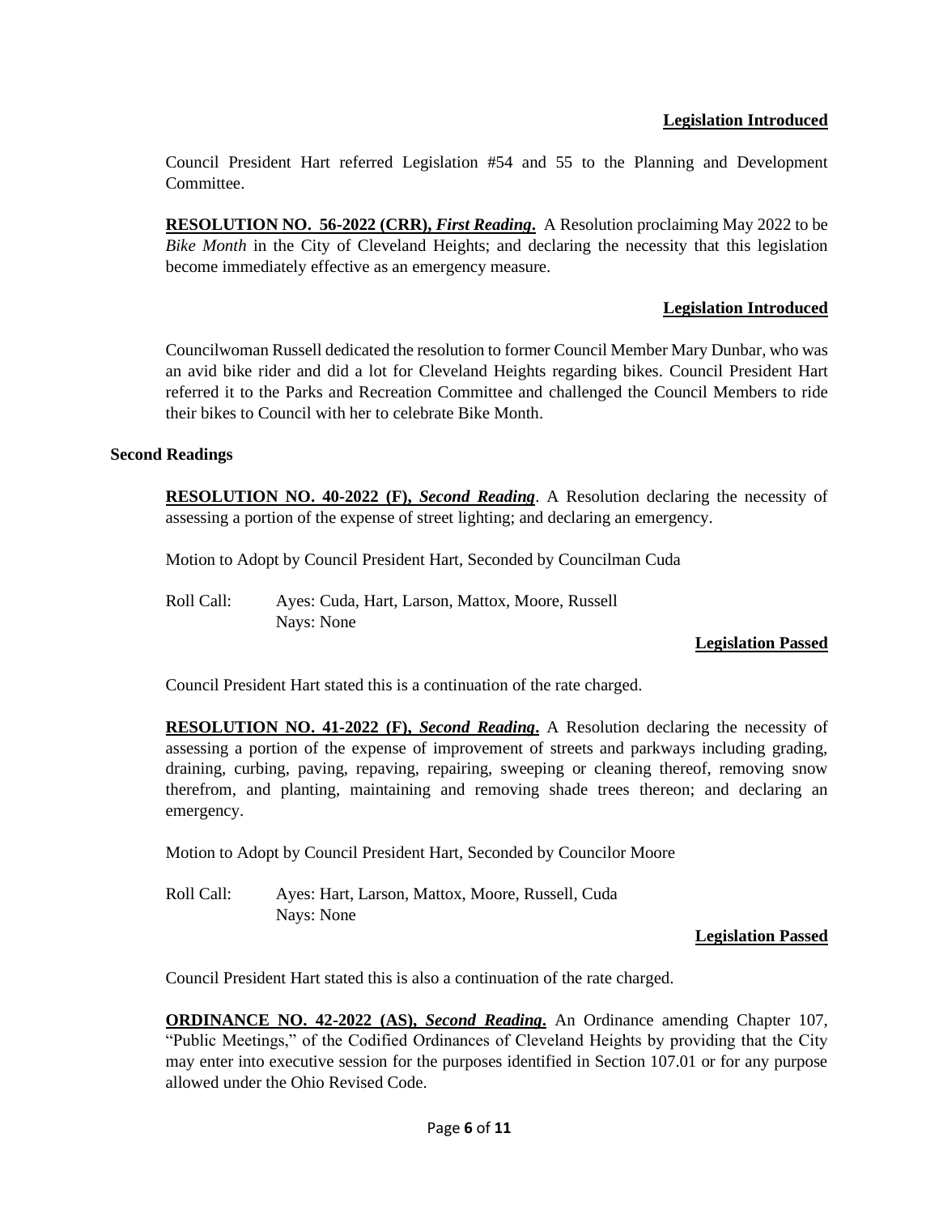**Legislation Introduced**

Council President Hart referred Legislation #54 and 55 to the Planning and Development Committee.

**RESOLUTION NO. 56-2022 (CRR), *First Reading*.** A Resolution proclaiming May 2022 to be *Bike Month* in the City of Cleveland Heights; and declaring the necessity that this legislation become immediately effective as an emergency measure.

**Legislation Introduced**

Councilwoman Russell dedicated the resolution to former Council Member Mary Dunbar, who was an avid bike rider and did a lot for Cleveland Heights regarding bikes. Council President Hart referred it to the Parks and Recreation Committee and challenged the Council Members to ride their bikes to Council with her to celebrate Bike Month.

**Second Readings**

**RESOLUTION NO. 40-2022 (F), *Second Reading*.** A Resolution declaring the necessity of assessing a portion of the expense of street lighting; and declaring an emergency.

Motion to Adopt by Council President Hart, Seconded by Councilman Cuda

Roll Call: Ayes: Cuda, Hart, Larson, Mattox, Moore, Russell
Nays: None

**Legislation Passed**

Council President Hart stated this is a continuation of the rate charged.

**RESOLUTION NO. 41-2022 (F), *Second Reading*.** A Resolution declaring the necessity of assessing a portion of the expense of improvement of streets and parkways including grading, draining, curbing, paving, repaving, repairing, sweeping or cleaning thereof, removing snow therefrom, and planting, maintaining and removing shade trees thereon; and declaring an emergency.

Motion to Adopt by Council President Hart, Seconded by Councilor Moore

Roll Call: Ayes: Hart, Larson, Mattox, Moore, Russell, Cuda
Nays: None

**Legislation Passed**

Council President Hart stated this is also a continuation of the rate charged.

**ORDINANCE NO. 42-2022 (AS), *Second Reading*.** An Ordinance amending Chapter 107, "Public Meetings," of the Codified Ordinances of Cleveland Heights by providing that the City may enter into executive session for the purposes identified in Section 107.01 or for any purpose allowed under the Ohio Revised Code.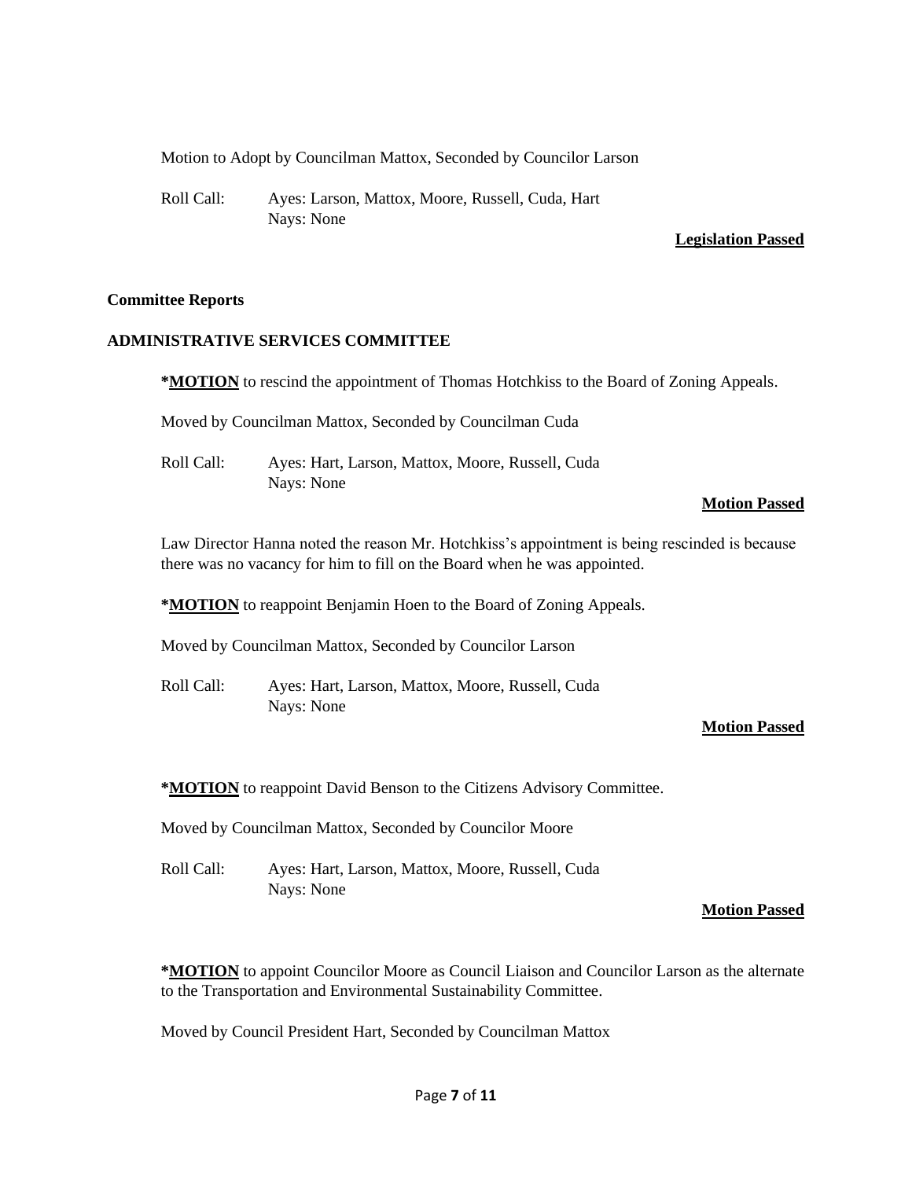Motion to Adopt by Councilman Mattox, Seconded by Councilor Larson

Roll Call: Ayes: Larson, Mattox, Moore, Russell, Cuda, Hart
Nays: None

**Legislation Passed**

**Committee Reports**

**ADMINISTRATIVE SERVICES COMMITTEE**

***MOTION** to rescind the appointment of Thomas Hotchkiss to the Board of Zoning Appeals.

Moved by Councilman Mattox, Seconded by Councilman Cuda

Roll Call: Ayes: Hart, Larson, Mattox, Moore, Russell, Cuda
Nays: None

**Motion Passed**

Law Director Hanna noted the reason Mr. Hotchkiss's appointment is being rescinded is because there was no vacancy for him to fill on the Board when he was appointed.

***MOTION** to reappoint Benjamin Hoen to the Board of Zoning Appeals.

Moved by Councilman Mattox, Seconded by Councilor Larson

Roll Call: Ayes: Hart, Larson, Mattox, Moore, Russell, Cuda
Nays: None

**Motion Passed**

***MOTION** to reappoint David Benson to the Citizens Advisory Committee.

Moved by Councilman Mattox, Seconded by Councilor Moore

Roll Call: Ayes: Hart, Larson, Mattox, Moore, Russell, Cuda
Nays: None

**Motion Passed**

***MOTION** to appoint Councilor Moore as Council Liaison and Councilor Larson as the alternate to the Transportation and Environmental Sustainability Committee.

Moved by Council President Hart, Seconded by Councilman Mattox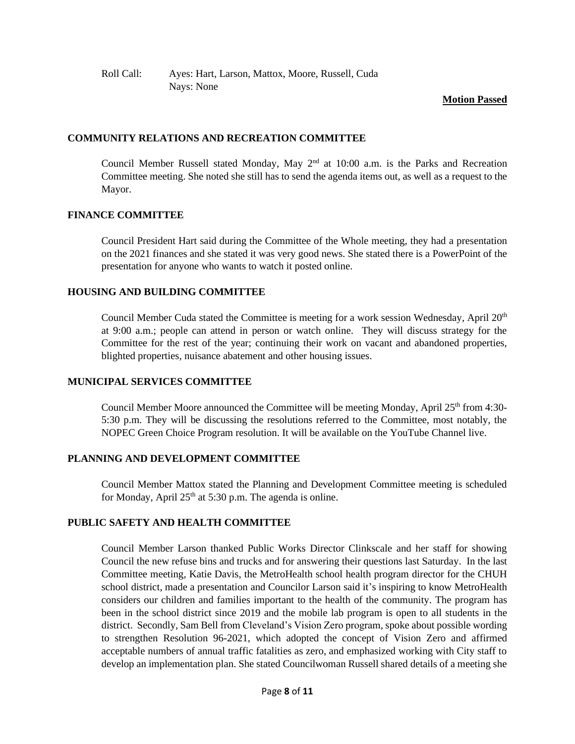Roll Call: Ayes: Hart, Larson, Mattox, Moore, Russell, Cuda
Nays: None

**Motion Passed**

## COMMUNITY RELATIONS AND RECREATION COMMITTEE

Council Member Russell stated Monday, May 2nd at 10:00 a.m. is the Parks and Recreation Committee meeting. She noted she still has to send the agenda items out, as well as a request to the Mayor.

## FINANCE COMMITTEE

Council President Hart said during the Committee of the Whole meeting, they had a presentation on the 2021 finances and she stated it was very good news. She stated there is a PowerPoint of the presentation for anyone who wants to watch it posted online.

## HOUSING AND BUILDING COMMITTEE

Council Member Cuda stated the Committee is meeting for a work session Wednesday, April 20th at 9:00 a.m.; people can attend in person or watch online. They will discuss strategy for the Committee for the rest of the year; continuing their work on vacant and abandoned properties, blighted properties, nuisance abatement and other housing issues.

## MUNICIPAL SERVICES COMMITTEE

Council Member Moore announced the Committee will be meeting Monday, April 25th from 4:30-5:30 p.m. They will be discussing the resolutions referred to the Committee, most notably, the NOPEC Green Choice Program resolution. It will be available on the YouTube Channel live.

## PLANNING AND DEVELOPMENT COMMITTEE

Council Member Mattox stated the Planning and Development Committee meeting is scheduled for Monday, April 25th at 5:30 p.m. The agenda is online.

## PUBLIC SAFETY AND HEALTH COMMITTEE

Council Member Larson thanked Public Works Director Clinkscale and her staff for showing Council the new refuse bins and trucks and for answering their questions last Saturday. In the last Committee meeting, Katie Davis, the MetroHealth school health program director for the CHUH school district, made a presentation and Councilor Larson said it's inspiring to know MetroHealth considers our children and families important to the health of the community. The program has been in the school district since 2019 and the mobile lab program is open to all students in the district. Secondly, Sam Bell from Cleveland's Vision Zero program, spoke about possible wording to strengthen Resolution 96-2021, which adopted the concept of Vision Zero and affirmed acceptable numbers of annual traffic fatalities as zero, and emphasized working with City staff to develop an implementation plan. She stated Councilwoman Russell shared details of a meeting she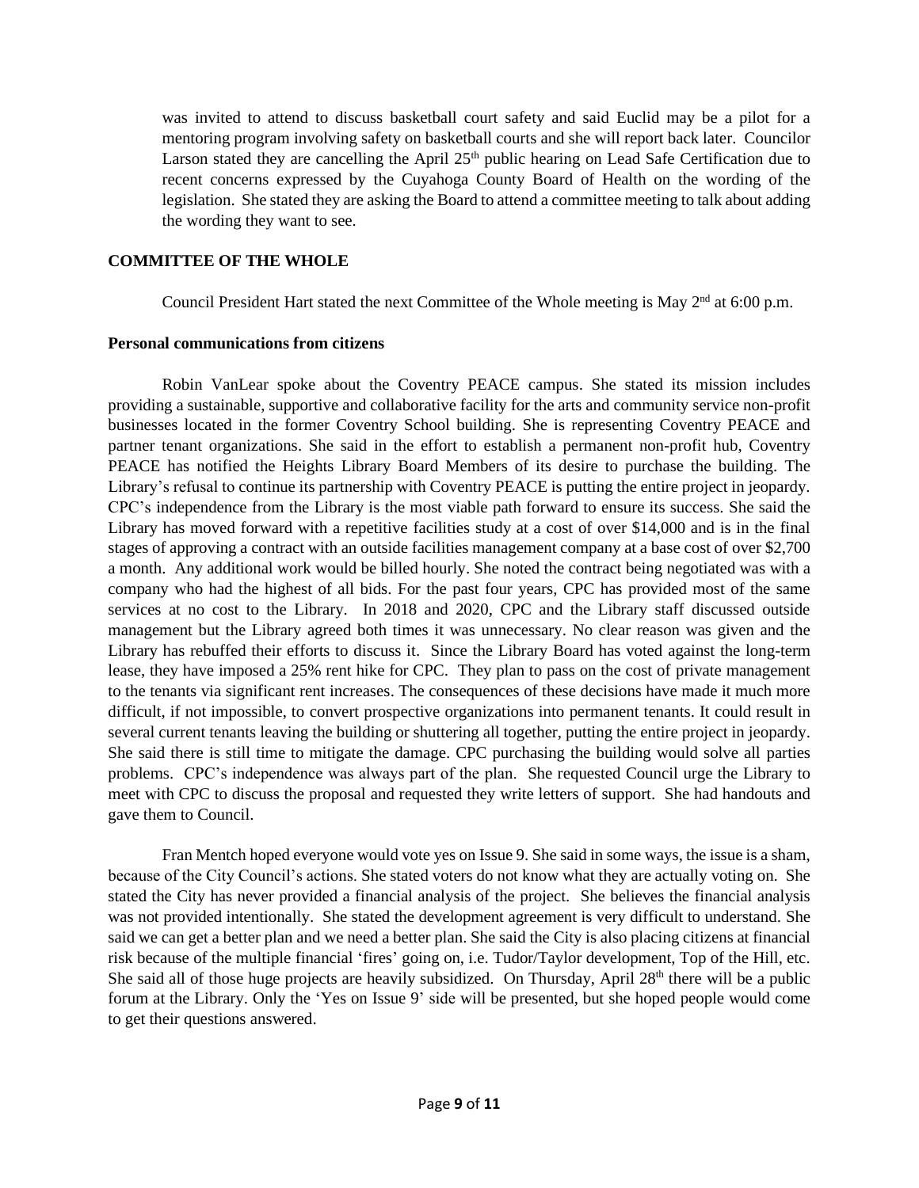was invited to attend to discuss basketball court safety and said Euclid may be a pilot for a mentoring program involving safety on basketball courts and she will report back later. Councilor Larson stated they are cancelling the April 25th public hearing on Lead Safe Certification due to recent concerns expressed by the Cuyahoga County Board of Health on the wording of the legislation. She stated they are asking the Board to attend a committee meeting to talk about adding the wording they want to see.

**COMMITTEE OF THE WHOLE**

Council President Hart stated the next Committee of the Whole meeting is May 2nd at 6:00 p.m.

**Personal communications from citizens**

Robin VanLear spoke about the Coventry PEACE campus. She stated its mission includes providing a sustainable, supportive and collaborative facility for the arts and community service non-profit businesses located in the former Coventry School building. She is representing Coventry PEACE and partner tenant organizations. She said in the effort to establish a permanent non-profit hub, Coventry PEACE has notified the Heights Library Board Members of its desire to purchase the building. The Library's refusal to continue its partnership with Coventry PEACE is putting the entire project in jeopardy. CPC's independence from the Library is the most viable path forward to ensure its success. She said the Library has moved forward with a repetitive facilities study at a cost of over $14,000 and is in the final stages of approving a contract with an outside facilities management company at a base cost of over $2,700 a month. Any additional work would be billed hourly. She noted the contract being negotiated was with a company who had the highest of all bids. For the past four years, CPC has provided most of the same services at no cost to the Library. In 2018 and 2020, CPC and the Library staff discussed outside management but the Library agreed both times it was unnecessary. No clear reason was given and the Library has rebuffed their efforts to discuss it. Since the Library Board has voted against the long-term lease, they have imposed a 25% rent hike for CPC. They plan to pass on the cost of private management to the tenants via significant rent increases. The consequences of these decisions have made it much more difficult, if not impossible, to convert prospective organizations into permanent tenants. It could result in several current tenants leaving the building or shuttering all together, putting the entire project in jeopardy. She said there is still time to mitigate the damage. CPC purchasing the building would solve all parties problems. CPC's independence was always part of the plan. She requested Council urge the Library to meet with CPC to discuss the proposal and requested they write letters of support. She had handouts and gave them to Council.

Fran Mentch hoped everyone would vote yes on Issue 9. She said in some ways, the issue is a sham, because of the City Council's actions. She stated voters do not know what they are actually voting on. She stated the City has never provided a financial analysis of the project. She believes the financial analysis was not provided intentionally. She stated the development agreement is very difficult to understand. She said we can get a better plan and we need a better plan. She said the City is also placing citizens at financial risk because of the multiple financial 'fires' going on, i.e. Tudor/Taylor development, Top of the Hill, etc. She said all of those huge projects are heavily subsidized. On Thursday, April 28th there will be a public forum at the Library. Only the 'Yes on Issue 9' side will be presented, but she hoped people would come to get their questions answered.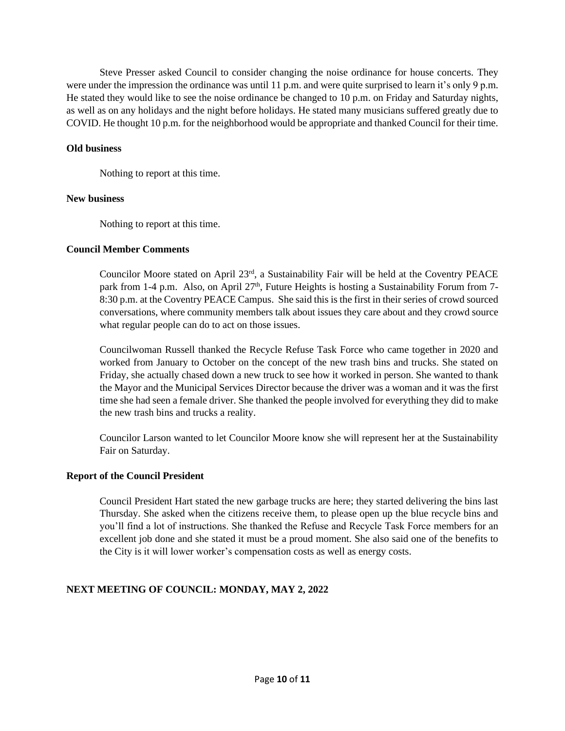Steve Presser asked Council to consider changing the noise ordinance for house concerts. They were under the impression the ordinance was until 11 p.m. and were quite surprised to learn it's only 9 p.m. He stated they would like to see the noise ordinance be changed to 10 p.m. on Friday and Saturday nights, as well as on any holidays and the night before holidays. He stated many musicians suffered greatly due to COVID. He thought 10 p.m. for the neighborhood would be appropriate and thanked Council for their time.

**Old business**

Nothing to report at this time.

**New business**

Nothing to report at this time.

**Council Member Comments**

Councilor Moore stated on April 23rd, a Sustainability Fair will be held at the Coventry PEACE park from 1-4 p.m. Also, on April 27th, Future Heights is hosting a Sustainability Forum from 7-8:30 p.m. at the Coventry PEACE Campus. She said this is the first in their series of crowd sourced conversations, where community members talk about issues they care about and they crowd source what regular people can do to act on those issues.

Councilwoman Russell thanked the Recycle Refuse Task Force who came together in 2020 and worked from January to October on the concept of the new trash bins and trucks. She stated on Friday, she actually chased down a new truck to see how it worked in person. She wanted to thank the Mayor and the Municipal Services Director because the driver was a woman and it was the first time she had seen a female driver. She thanked the people involved for everything they did to make the new trash bins and trucks a reality.

Councilor Larson wanted to let Councilor Moore know she will represent her at the Sustainability Fair on Saturday.

**Report of the Council President**

Council President Hart stated the new garbage trucks are here; they started delivering the bins last Thursday. She asked when the citizens receive them, to please open up the blue recycle bins and you'll find a lot of instructions. She thanked the Refuse and Recycle Task Force members for an excellent job done and she stated it must be a proud moment. She also said one of the benefits to the City is it will lower worker's compensation costs as well as energy costs.

**NEXT MEETING OF COUNCIL: MONDAY, MAY 2, 2022**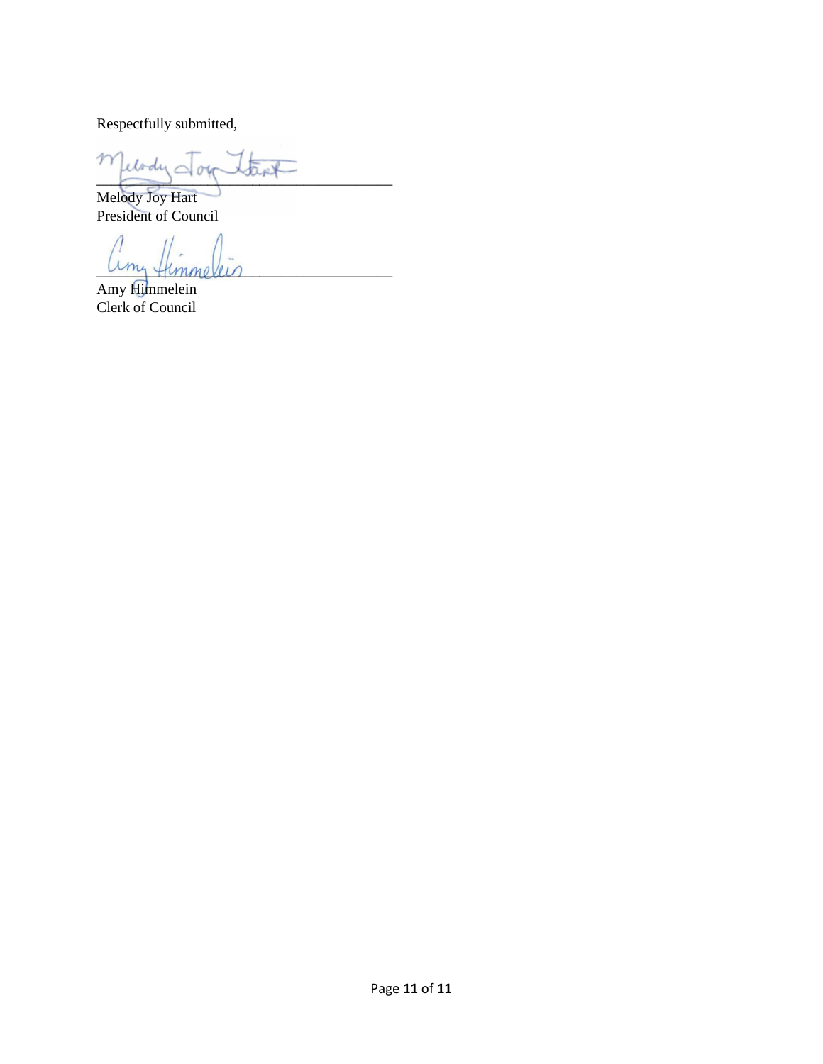Respectfully submitted,

\_\_\_\_\_\_\_\_\_\_\_\_\_\_\_\_\_\_\_\_\_\_\_\_\_\_\_\_\_\_\_\_\_\_\_\_\_\_\_\_

Melody Joy Hart
President of Council

\_\_\_\_\_\_\_\_\_\_\_\_\_\_\_\_\_\_\_\_\_\_\_\_\_\_\_\_\_\_\_\_\_\_\_\_\_\_\_\_

Amy Himmelein
Clerk of Council